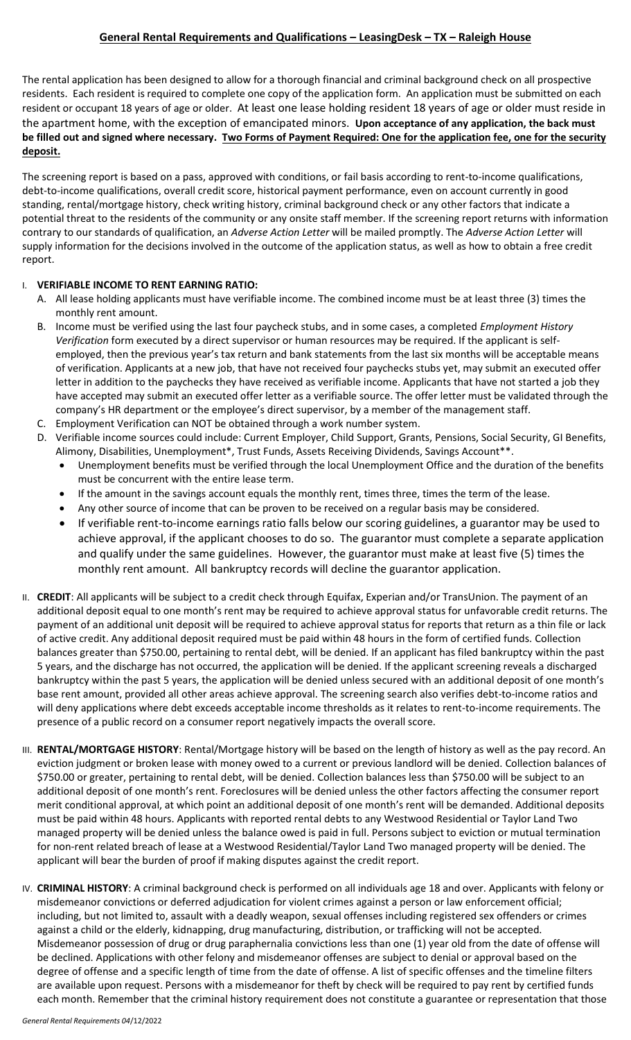## **General Rental Requirements and Qualifications – LeasingDesk – TX – Raleigh House**

The rental application has been designed to allow for a thorough financial and criminal background check on all prospective residents. Each resident is required to complete one copy of the application form. An application must be submitted on each resident or occupant 18 years of age or older. At least one lease holding resident 18 years of age or older must reside in the apartment home, with the exception of emancipated minors. **Upon acceptance of any application, the back must be filled out and signed where necessary. Two Forms of Payment Required: One for the application fee, one for the security deposit.**

The screening report is based on a pass, approved with conditions, or fail basis according to rent-to-income qualifications, debt-to-income qualifications, overall credit score, historical payment performance, even on account currently in good standing, rental/mortgage history, check writing history, criminal background check or any other factors that indicate a potential threat to the residents of the community or any onsite staff member. If the screening report returns with information contrary to our standards of qualification, an *Adverse Action Letter* will be mailed promptly. The *Adverse Action Letter* will supply information for the decisions involved in the outcome of the application status, as well as how to obtain a free credit report.

I. **VERIFIABLE INCOME TO RENT EARNING RATIO:**
   A. All lease holding applicants must have verifiable income. The combined income must be at least three (3) times the monthly rent amount.
   B. Income must be verified using the last four paycheck stubs, and in some cases, a completed *Employment History Verification* form executed by a direct supervisor or human resources may be required. If the applicant is self-employed, then the previous year's tax return and bank statements from the last six months will be acceptable means of verification. Applicants at a new job, that have not received four paychecks stubs yet, may submit an executed offer letter in addition to the paychecks they have received as verifiable income. Applicants that have not started a job they have accepted may submit an executed offer letter as a verifiable source. The offer letter must be validated through the company's HR department or the employee's direct supervisor, by a member of the management staff.
   C. Employment Verification can NOT be obtained through a work number system.
   D. Verifiable income sources could include: Current Employer, Child Support, Grants, Pensions, Social Security, GI Benefits, Alimony, Disabilities, Unemployment*, Trust Funds, Assets Receiving Dividends, Savings Account**.
      - Unemployment benefits must be verified through the local Unemployment Office and the duration of the benefits must be concurrent with the entire lease term.
      - If the amount in the savings account equals the monthly rent, times three, times the term of the lease.
      - Any other source of income that can be proven to be received on a regular basis may be considered.
      - If verifiable rent-to-income earnings ratio falls below our scoring guidelines, a guarantor may be used to achieve approval, if the applicant chooses to do so. The guarantor must complete a separate application and qualify under the same guidelines. However, the guarantor must make at least five (5) times the monthly rent amount. All bankruptcy records will decline the guarantor application.

II. **CREDIT**: All applicants will be subject to a credit check through Equifax, Experian and/or TransUnion. The payment of an additional deposit equal to one month's rent may be required to achieve approval status for unfavorable credit returns. The payment of an additional unit deposit will be required to achieve approval status for reports that return as a thin file or lack of active credit. Any additional deposit required must be paid within 48 hours in the form of certified funds. Collection balances greater than $750.00, pertaining to rental debt, will be denied. If an applicant has filed bankruptcy within the past 5 years, and the discharge has not occurred, the application will be denied. If the applicant screening reveals a discharged bankruptcy within the past 5 years, the application will be denied unless secured with an additional deposit of one month's base rent amount, provided all other areas achieve approval. The screening search also verifies debt-to-income ratios and will deny applications where debt exceeds acceptable income thresholds as it relates to rent-to-income requirements. The presence of a public record on a consumer report negatively impacts the overall score.

III. **RENTAL/MORTGAGE HISTORY**: Rental/Mortgage history will be based on the length of history as well as the pay record. An eviction judgment or broken lease with money owed to a current or previous landlord will be denied. Collection balances of $750.00 or greater, pertaining to rental debt, will be denied. Collection balances less than $750.00 will be subject to an additional deposit of one month's rent. Foreclosures will be denied unless the other factors affecting the consumer report merit conditional approval, at which point an additional deposit of one month's rent will be demanded. Additional deposits must be paid within 48 hours. Applicants with reported rental debts to any Westwood Residential or Taylor Land Two managed property will be denied unless the balance owed is paid in full. Persons subject to eviction or mutual termination for non-rent related breach of lease at a Westwood Residential/Taylor Land Two managed property will be denied. The applicant will bear the burden of proof if making disputes against the credit report.

IV. **CRIMINAL HISTORY**: A criminal background check is performed on all individuals age 18 and over. Applicants with felony or misdemeanor convictions or deferred adjudication for violent crimes against a person or law enforcement official; including, but not limited to, assault with a deadly weapon, sexual offenses including registered sex offenders or crimes against a child or the elderly, kidnapping, drug manufacturing, distribution, or trafficking will not be accepted. Misdemeanor possession of drug or drug paraphernalia convictions less than one (1) year old from the date of offense will be declined. Applications with other felony and misdemeanor offenses are subject to denial or approval based on the degree of offense and a specific length of time from the date of offense. A list of specific offenses and the timeline filters are available upon request. Persons with a misdemeanor for theft by check will be required to pay rent by certified funds each month. Remember that the criminal history requirement does not constitute a guarantee or representation that those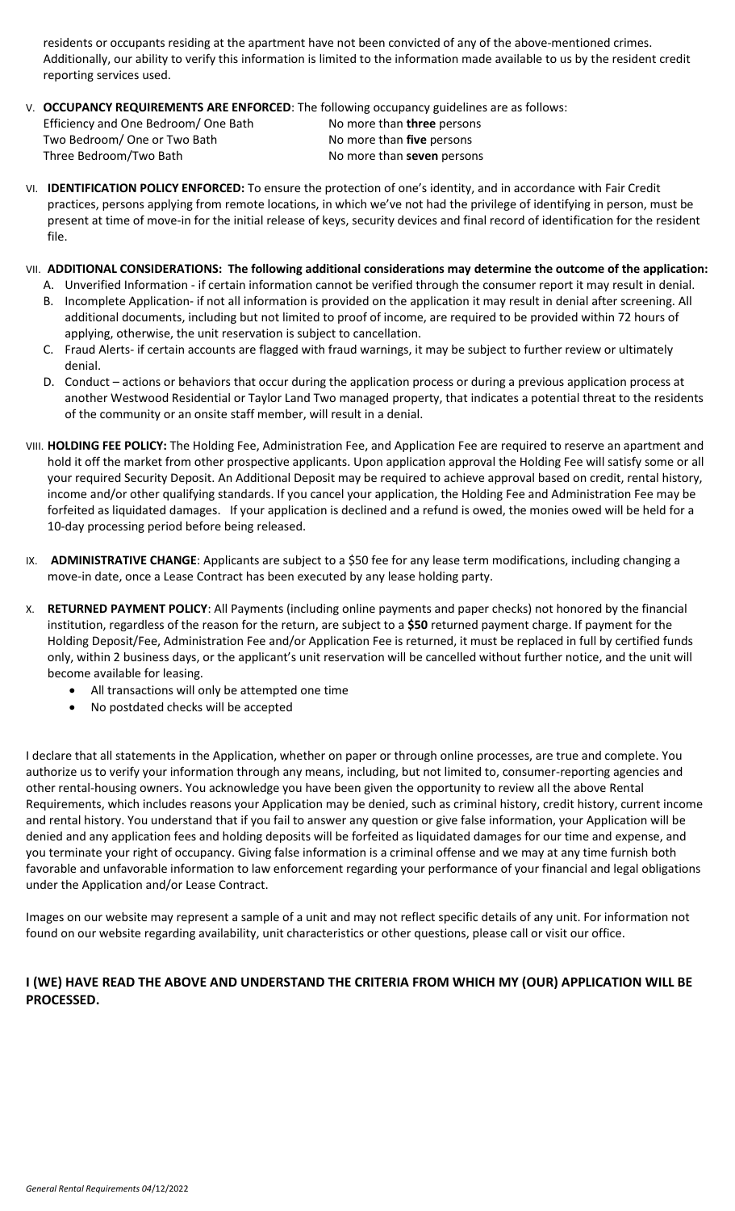residents or occupants residing at the apartment have not been convicted of any of the above-mentioned crimes. Additionally, our ability to verify this information is limited to the information made available to us by the resident credit reporting services used.

V. **OCCUPANCY REQUIREMENTS ARE ENFORCED**: The following occupancy guidelines are as follows:

| | |
|---|---|
| Efficiency and One Bedroom/ One Bath | No more than **three** persons |
| Two Bedroom/ One or Two Bath | No more than **five** persons |
| Three Bedroom/Two Bath | No more than **seven** persons |

VI. **IDENTIFICATION POLICY ENFORCED:** To ensure the protection of one's identity, and in accordance with Fair Credit practices, persons applying from remote locations, in which we've not had the privilege of identifying in person, must be present at time of move-in for the initial release of keys, security devices and final record of identification for the resident file.

VII. **ADDITIONAL CONSIDERATIONS: The following additional considerations may determine the outcome of the application:**

A. Unverified Information - if certain information cannot be verified through the consumer report it may result in denial.
B. Incomplete Application- if not all information is provided on the application it may result in denial after screening. All additional documents, including but not limited to proof of income, are required to be provided within 72 hours of applying, otherwise, the unit reservation is subject to cancellation.
C. Fraud Alerts- if certain accounts are flagged with fraud warnings, it may be subject to further review or ultimately denial.
D. Conduct – actions or behaviors that occur during the application process or during a previous application process at another Westwood Residential or Taylor Land Two managed property, that indicates a potential threat to the residents of the community or an onsite staff member, will result in a denial.

VIII. **HOLDING FEE POLICY:** The Holding Fee, Administration Fee, and Application Fee are required to reserve an apartment and hold it off the market from other prospective applicants. Upon application approval the Holding Fee will satisfy some or all your required Security Deposit. An Additional Deposit may be required to achieve approval based on credit, rental history, income and/or other qualifying standards. If you cancel your application, the Holding Fee and Administration Fee may be forfeited as liquidated damages. If your application is declined and a refund is owed, the monies owed will be held for a 10-day processing period before being released.

IX. **ADMINISTRATIVE CHANGE**: Applicants are subject to a $50 fee for any lease term modifications, including changing a move-in date, once a Lease Contract has been executed by any lease holding party.

X. **RETURNED PAYMENT POLICY**: All Payments (including online payments and paper checks) not honored by the financial institution, regardless of the reason for the return, are subject to a **$50** returned payment charge. If payment for the Holding Deposit/Fee, Administration Fee and/or Application Fee is returned, it must be replaced in full by certified funds only, within 2 business days, or the applicant's unit reservation will be cancelled without further notice, and the unit will become available for leasing.

- All transactions will only be attempted one time
- No postdated checks will be accepted

I declare that all statements in the Application, whether on paper or through online processes, are true and complete. You authorize us to verify your information through any means, including, but not limited to, consumer-reporting agencies and other rental-housing owners. You acknowledge you have been given the opportunity to review all the above Rental Requirements, which includes reasons your Application may be denied, such as criminal history, credit history, current income and rental history. You understand that if you fail to answer any question or give false information, your Application will be denied and any application fees and holding deposits will be forfeited as liquidated damages for our time and expense, and you terminate your right of occupancy. Giving false information is a criminal offense and we may at any time furnish both favorable and unfavorable information to law enforcement regarding your performance of your financial and legal obligations under the Application and/or Lease Contract.

Images on our website may represent a sample of a unit and may not reflect specific details of any unit. For information not found on our website regarding availability, unit characteristics or other questions, please call or visit our office.

**I (WE) HAVE READ THE ABOVE AND UNDERSTAND THE CRITERIA FROM WHICH MY (OUR) APPLICATION WILL BE PROCESSED.**